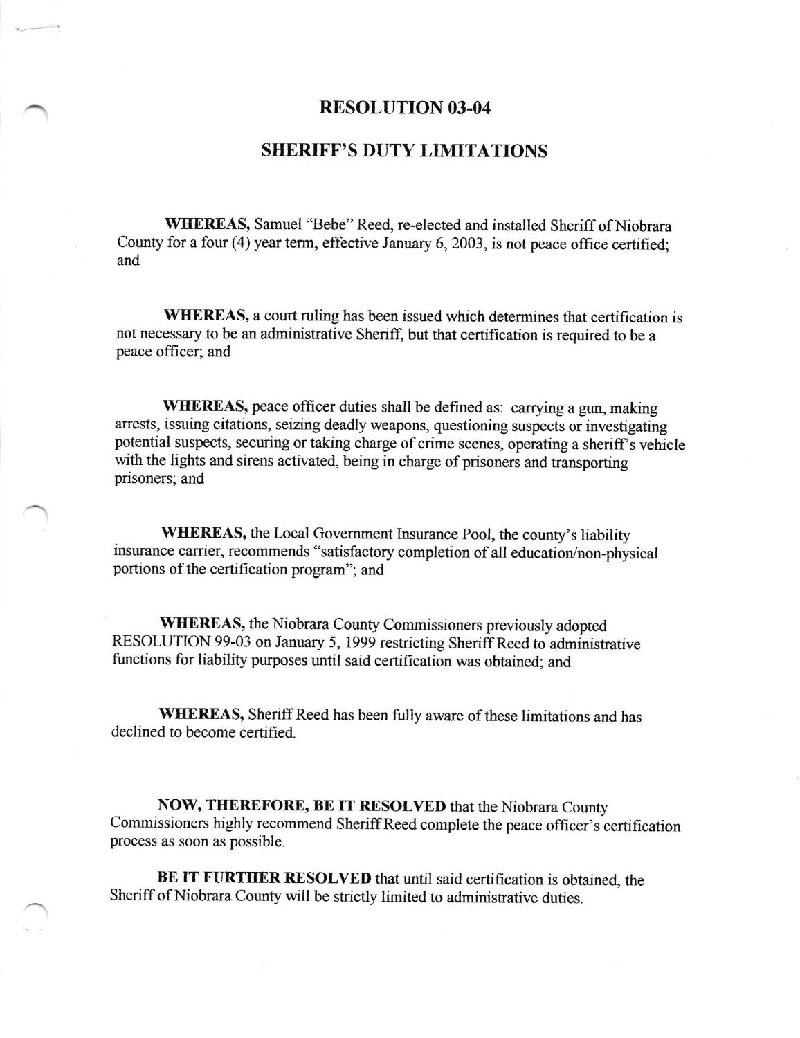# RESOLUTION 03-04

## SHERIFF'S DUTY LIMITATIONS

**WHEREAS,** Samuel "Bebe" Reed, re-elected and installed Sheriff of Niobrara County for a four (4) year term, effective January 6, 2003, is not peace office certified; and

**WHEREAS,** a court ruling has been issued which determines that certification is not necessary to be an administrative Sheriff, but that certification is required to be a peace officer; and

**WHEREAS,** peace officer duties shall be defined as: carrying a gun, making arrests, issuing citations, seizing deadly weapons, questioning suspects or investigating potential suspects, securing or taking charge of crime scenes, operating a sheriff's vehicle with the lights and sirens activated, being in charge of prisoners and transporting prisoners; and

**WHEREAS,** the Local Government Insurance Pool, the county's liability insurance carrier, recommends "satisfactory completion of all education/non-physical portions of the certification program"; and

**WHEREAS,** the Niobrara County Commissioners previously adopted RESOLUTION 99-03 on January 5, 1999 restricting Sheriff Reed to administrative functions for liability purposes until said certification was obtained; and

**WHEREAS,** Sheriff Reed has been fully aware of these limitations and has declined to become certified.

**NOW, THEREFORE, BE IT RESOLVED** that the Niobrara County Commissioners highly recommend Sheriff Reed complete the peace officer's certification process as soon as possible.

**BE IT FURTHER RESOLVED** that until said certification is obtained, the Sheriff of Niobrara County will be strictly limited to administrative duties.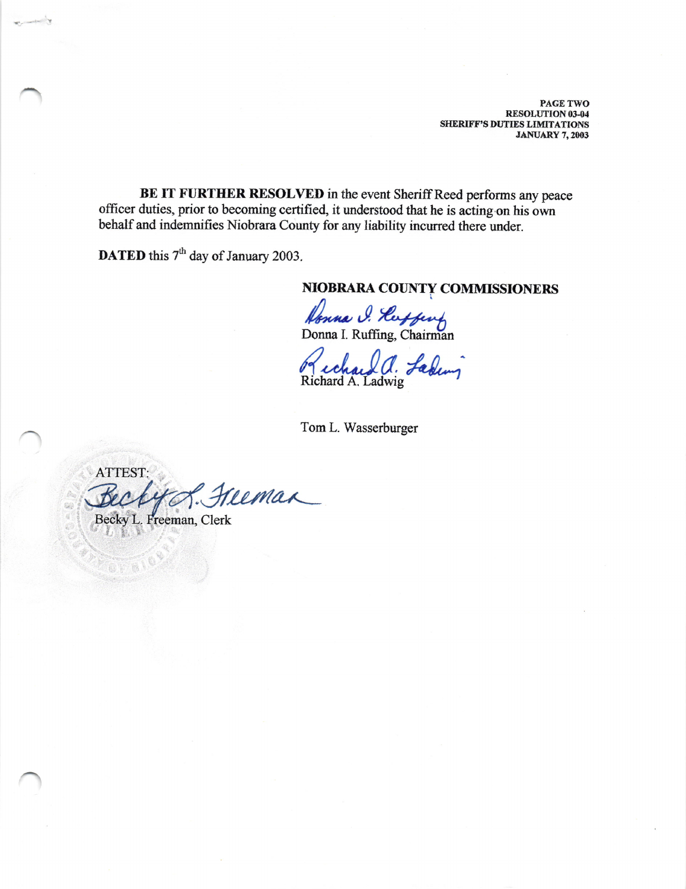**BE IT FURTHER RESOLVED** in the event Sheriff Reed performs any peace officer duties, prior to becoming certified, it understood that he is acting on his own behalf and indemnifies Niobrara County for any liability incurred there under.

**DATED** this 7th day of January 2003.

**NIOBRARA COUNTY COMMISSIONERS**

Donna I. Ruffing, Chairman

Richard A. Ladwig

Tom L. Wasserburger

ATTEST:

Becky L. Freeman, Clerk